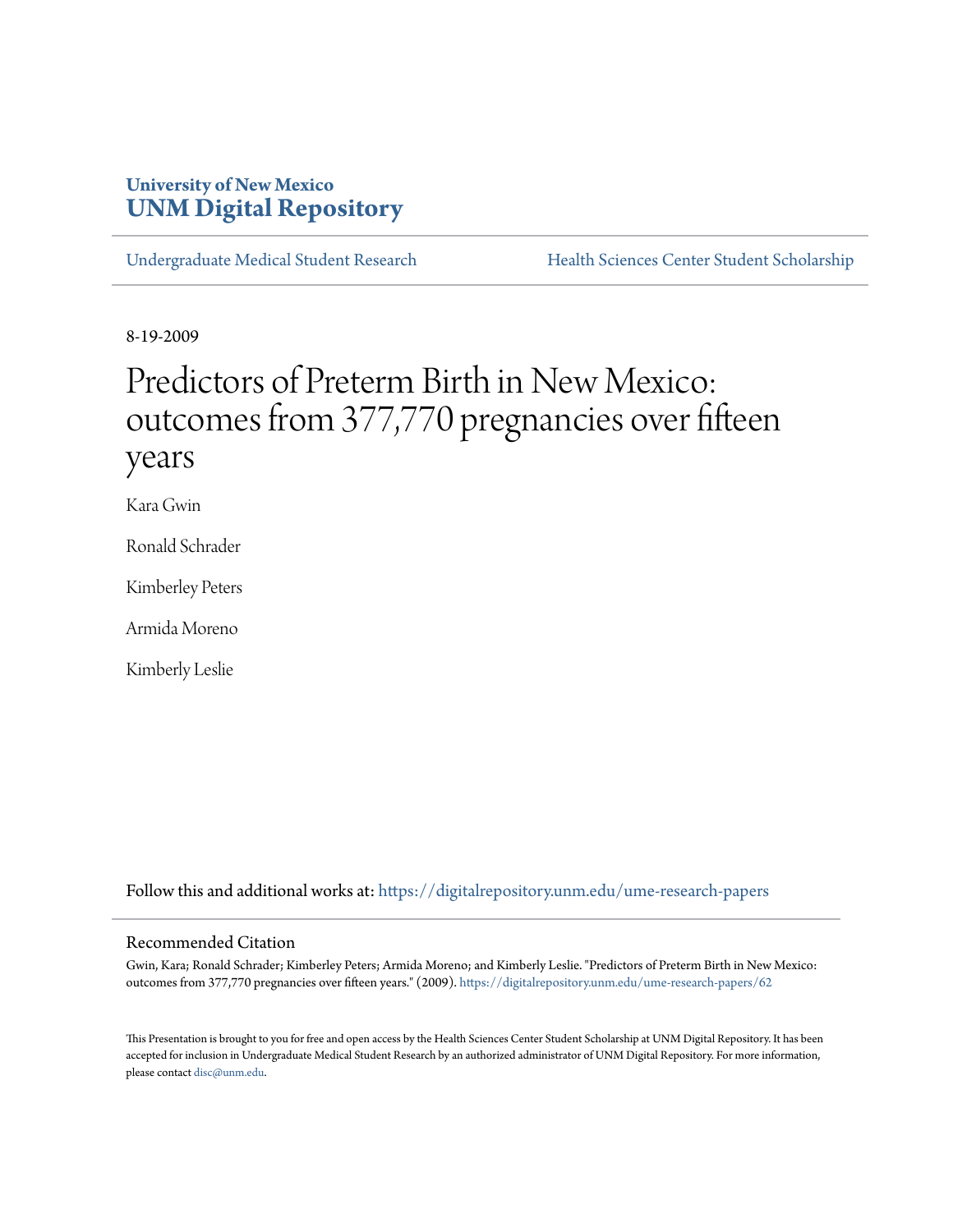University of New Mexico
**UNM Digital Repository**

Undergraduate Medical Student Research | Health Sciences Center Student Scholarship

8-19-2009

# Predictors of Preterm Birth in New Mexico: outcomes from 377,770 pregnancies over fifteen years

Kara Gwin

Ronald Schrader

Kimberley Peters

Armida Moreno

Kimberly Leslie

Follow this and additional works at: https://digitalrepository.unm.edu/ume-research-papers

## Recommended Citation

Gwin, Kara; Ronald Schrader; Kimberley Peters; Armida Moreno; and Kimberly Leslie. "Predictors of Preterm Birth in New Mexico: outcomes from 377,770 pregnancies over fifteen years." (2009). https://digitalrepository.unm.edu/ume-research-papers/62

This Presentation is brought to you for free and open access by the Health Sciences Center Student Scholarship at UNM Digital Repository. It has been accepted for inclusion in Undergraduate Medical Student Research by an authorized administrator of UNM Digital Repository. For more information, please contact disc@unm.edu.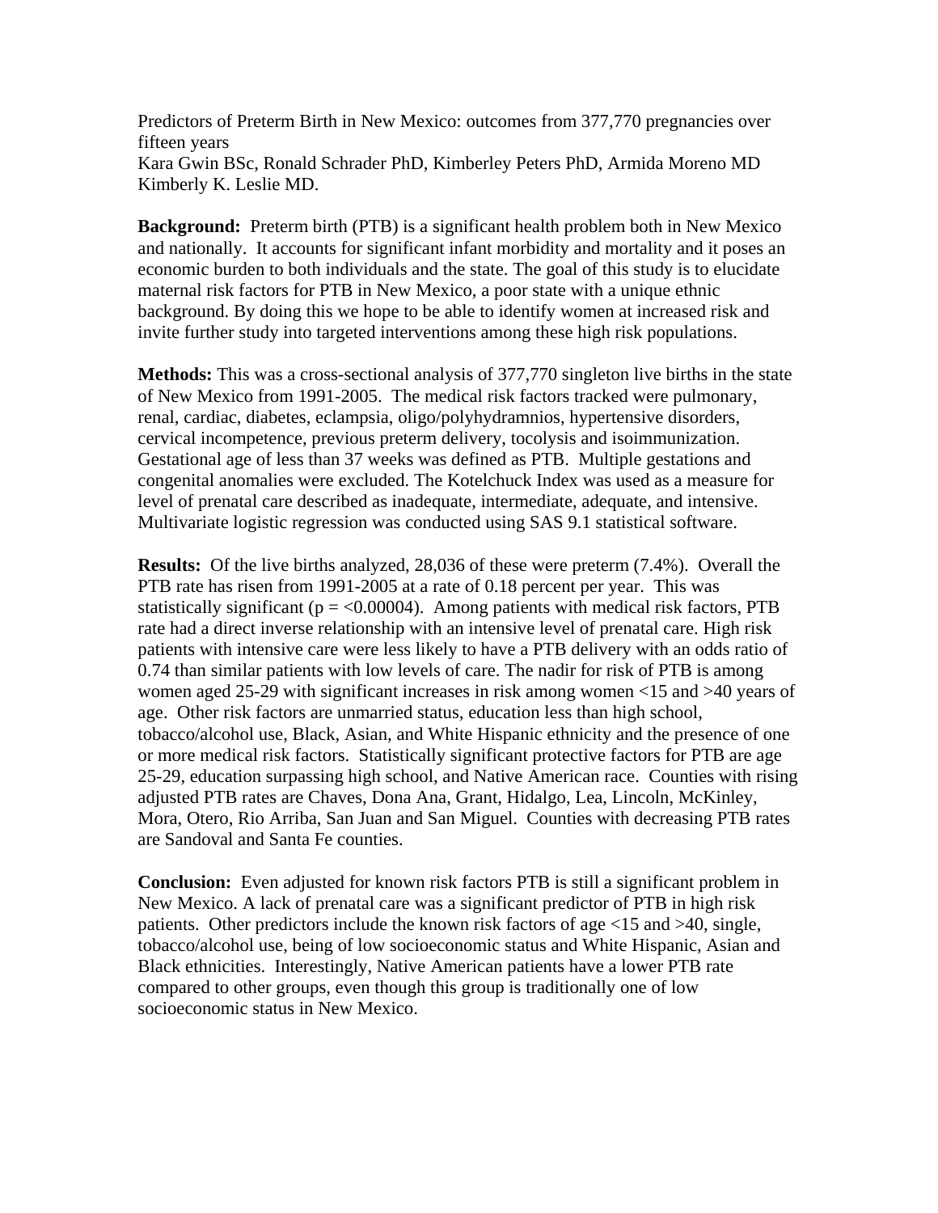Predictors of Preterm Birth in New Mexico: outcomes from 377,770 pregnancies over fifteen years

Kara Gwin BSc, Ronald Schrader PhD, Kimberley Peters PhD, Armida Moreno MD Kimberly K. Leslie MD.

**Background:** Preterm birth (PTB) is a significant health problem both in New Mexico and nationally. It accounts for significant infant morbidity and mortality and it poses an economic burden to both individuals and the state. The goal of this study is to elucidate maternal risk factors for PTB in New Mexico, a poor state with a unique ethnic background. By doing this we hope to be able to identify women at increased risk and invite further study into targeted interventions among these high risk populations.

**Methods:** This was a cross-sectional analysis of 377,770 singleton live births in the state of New Mexico from 1991-2005. The medical risk factors tracked were pulmonary, renal, cardiac, diabetes, eclampsia, oligo/polyhydramnios, hypertensive disorders, cervical incompetence, previous preterm delivery, tocolysis and isoimmunization. Gestational age of less than 37 weeks was defined as PTB. Multiple gestations and congenital anomalies were excluded. The Kotelchuck Index was used as a measure for level of prenatal care described as inadequate, intermediate, adequate, and intensive. Multivariate logistic regression was conducted using SAS 9.1 statistical software.

**Results:** Of the live births analyzed, 28,036 of these were preterm (7.4%). Overall the PTB rate has risen from 1991-2005 at a rate of 0.18 percent per year. This was statistically significant ($p = <0.00004$). Among patients with medical risk factors, PTB rate had a direct inverse relationship with an intensive level of prenatal care. High risk patients with intensive care were less likely to have a PTB delivery with an odds ratio of 0.74 than similar patients with low levels of care. The nadir for risk of PTB is among women aged 25-29 with significant increases in risk among women <15 and >40 years of age. Other risk factors are unmarried status, education less than high school, tobacco/alcohol use, Black, Asian, and White Hispanic ethnicity and the presence of one or more medical risk factors. Statistically significant protective factors for PTB are age 25-29, education surpassing high school, and Native American race. Counties with rising adjusted PTB rates are Chaves, Dona Ana, Grant, Hidalgo, Lea, Lincoln, McKinley, Mora, Otero, Rio Arriba, San Juan and San Miguel. Counties with decreasing PTB rates are Sandoval and Santa Fe counties.

**Conclusion:** Even adjusted for known risk factors PTB is still a significant problem in New Mexico. A lack of prenatal care was a significant predictor of PTB in high risk patients. Other predictors include the known risk factors of age <15 and >40, single, tobacco/alcohol use, being of low socioeconomic status and White Hispanic, Asian and Black ethnicities. Interestingly, Native American patients have a lower PTB rate compared to other groups, even though this group is traditionally one of low socioeconomic status in New Mexico.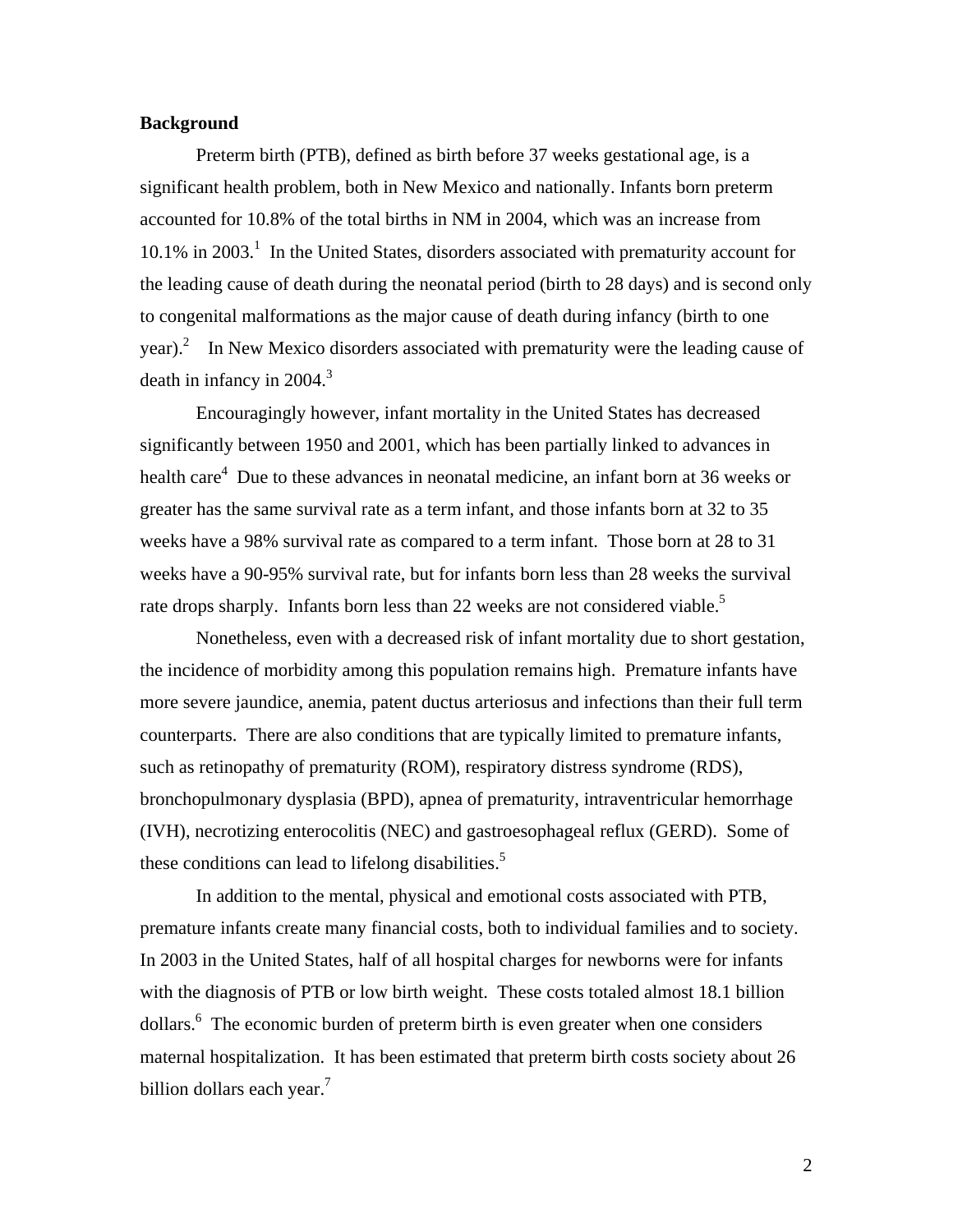**Background**

Preterm birth (PTB), defined as birth before 37 weeks gestational age, is a significant health problem, both in New Mexico and nationally. Infants born preterm accounted for 10.8% of the total births in NM in 2004, which was an increase from 10.1% in 2003.[1] In the United States, disorders associated with prematurity account for the leading cause of death during the neonatal period (birth to 28 days) and is second only to congenital malformations as the major cause of death during infancy (birth to one year).[2] In New Mexico disorders associated with prematurity were the leading cause of death in infancy in 2004.[3]

Encouragingly however, infant mortality in the United States has decreased significantly between 1950 and 2001, which has been partially linked to advances in health care[4] Due to these advances in neonatal medicine, an infant born at 36 weeks or greater has the same survival rate as a term infant, and those infants born at 32 to 35 weeks have a 98% survival rate as compared to a term infant. Those born at 28 to 31 weeks have a 90-95% survival rate, but for infants born less than 28 weeks the survival rate drops sharply. Infants born less than 22 weeks are not considered viable.[5]

Nonetheless, even with a decreased risk of infant mortality due to short gestation, the incidence of morbidity among this population remains high. Premature infants have more severe jaundice, anemia, patent ductus arteriosus and infections than their full term counterparts. There are also conditions that are typically limited to premature infants, such as retinopathy of prematurity (ROM), respiratory distress syndrome (RDS), bronchopulmonary dysplasia (BPD), apnea of prematurity, intraventricular hemorrhage (IVH), necrotizing enterocolitis (NEC) and gastroesophageal reflux (GERD). Some of these conditions can lead to lifelong disabilities.[5]

In addition to the mental, physical and emotional costs associated with PTB, premature infants create many financial costs, both to individual families and to society. In 2003 in the United States, half of all hospital charges for newborns were for infants with the diagnosis of PTB or low birth weight. These costs totaled almost 18.1 billion dollars.[6] The economic burden of preterm birth is even greater when one considers maternal hospitalization. It has been estimated that preterm birth costs society about 26 billion dollars each year.[7]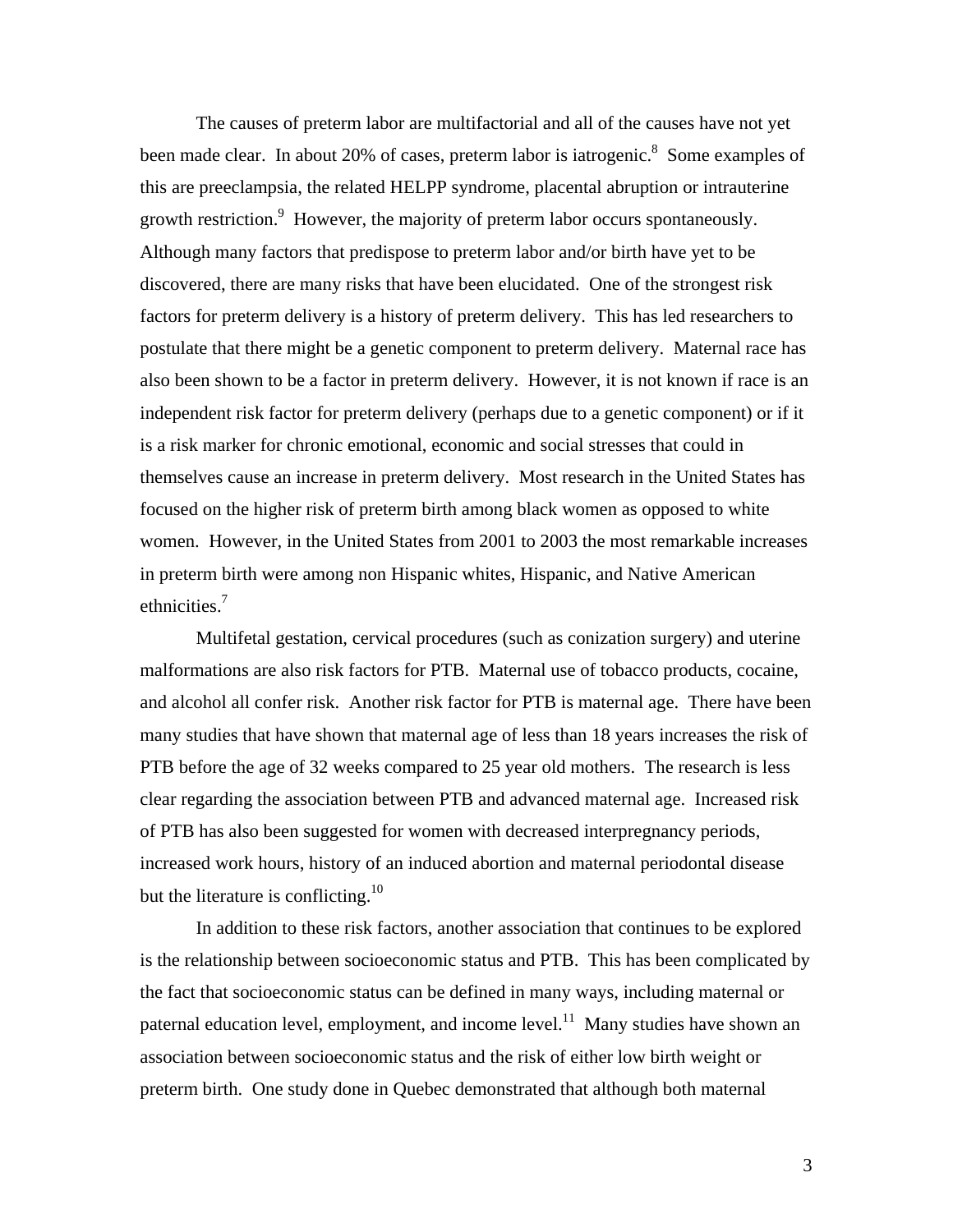The causes of preterm labor are multifactorial and all of the causes have not yet been made clear. In about 20% of cases, preterm labor is iatrogenic.[8] Some examples of this are preeclampsia, the related HELPP syndrome, placental abruption or intrauterine growth restriction.[9] However, the majority of preterm labor occurs spontaneously. Although many factors that predispose to preterm labor and/or birth have yet to be discovered, there are many risks that have been elucidated. One of the strongest risk factors for preterm delivery is a history of preterm delivery. This has led researchers to postulate that there might be a genetic component to preterm delivery. Maternal race has also been shown to be a factor in preterm delivery. However, it is not known if race is an independent risk factor for preterm delivery (perhaps due to a genetic component) or if it is a risk marker for chronic emotional, economic and social stresses that could in themselves cause an increase in preterm delivery. Most research in the United States has focused on the higher risk of preterm birth among black women as opposed to white women. However, in the United States from 2001 to 2003 the most remarkable increases in preterm birth were among non Hispanic whites, Hispanic, and Native American ethnicities.[7]

Multifetal gestation, cervical procedures (such as conization surgery) and uterine malformations are also risk factors for PTB. Maternal use of tobacco products, cocaine, and alcohol all confer risk. Another risk factor for PTB is maternal age. There have been many studies that have shown that maternal age of less than 18 years increases the risk of PTB before the age of 32 weeks compared to 25 year old mothers. The research is less clear regarding the association between PTB and advanced maternal age. Increased risk of PTB has also been suggested for women with decreased interpregnancy periods, increased work hours, history of an induced abortion and maternal periodontal disease but the literature is conflicting.[10]

In addition to these risk factors, another association that continues to be explored is the relationship between socioeconomic status and PTB. This has been complicated by the fact that socioeconomic status can be defined in many ways, including maternal or paternal education level, employment, and income level.[11] Many studies have shown an association between socioeconomic status and the risk of either low birth weight or preterm birth. One study done in Quebec demonstrated that although both maternal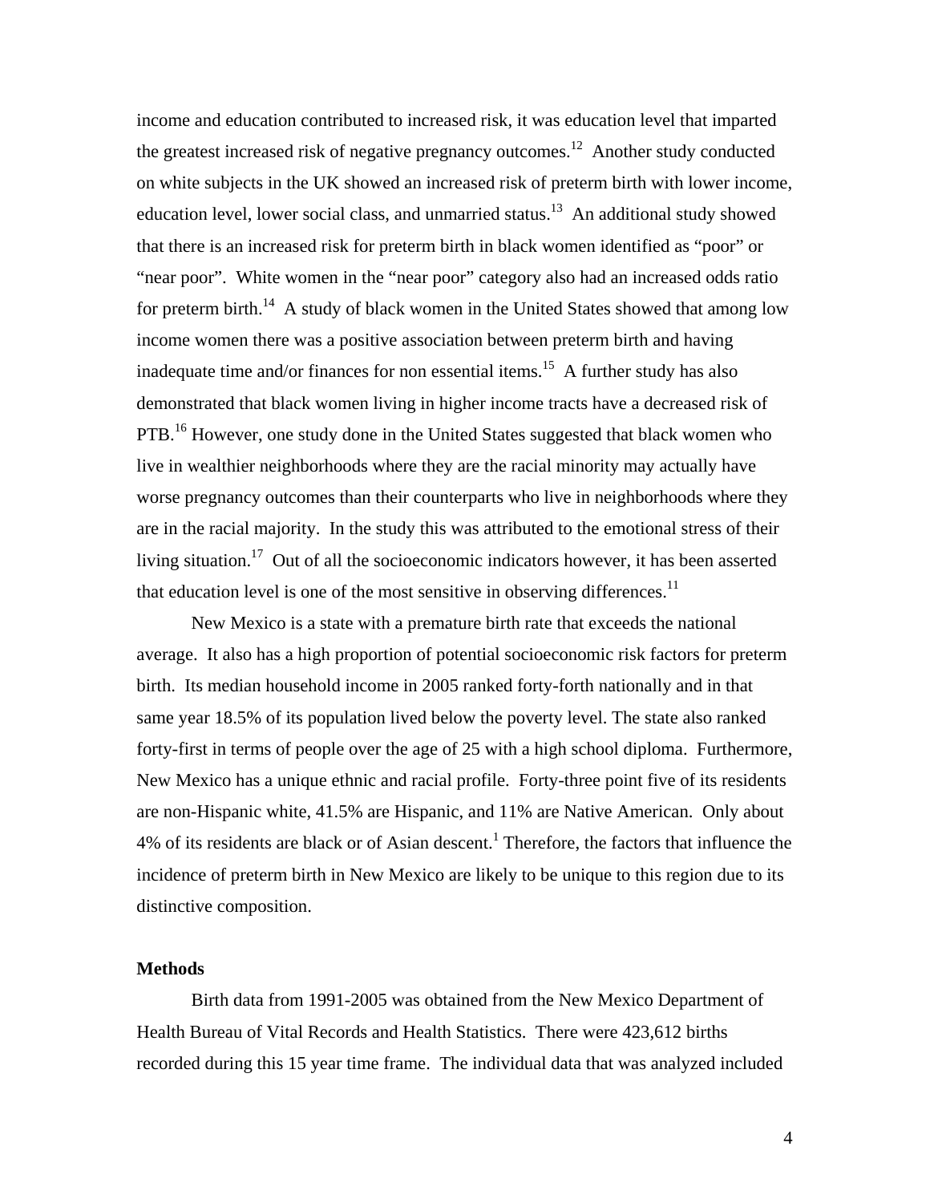income and education contributed to increased risk, it was education level that imparted the greatest increased risk of negative pregnancy outcomes.[12] Another study conducted on white subjects in the UK showed an increased risk of preterm birth with lower income, education level, lower social class, and unmarried status.[13] An additional study showed that there is an increased risk for preterm birth in black women identified as "poor" or "near poor". White women in the "near poor" category also had an increased odds ratio for preterm birth.[14] A study of black women in the United States showed that among low income women there was a positive association between preterm birth and having inadequate time and/or finances for non essential items.[15] A further study has also demonstrated that black women living in higher income tracts have a decreased risk of PTB.[16] However, one study done in the United States suggested that black women who live in wealthier neighborhoods where they are the racial minority may actually have worse pregnancy outcomes than their counterparts who live in neighborhoods where they are in the racial majority. In the study this was attributed to the emotional stress of their living situation.[17] Out of all the socioeconomic indicators however, it has been asserted that education level is one of the most sensitive in observing differences.[11]

New Mexico is a state with a premature birth rate that exceeds the national average. It also has a high proportion of potential socioeconomic risk factors for preterm birth. Its median household income in 2005 ranked forty-forth nationally and in that same year 18.5% of its population lived below the poverty level. The state also ranked forty-first in terms of people over the age of 25 with a high school diploma. Furthermore, New Mexico has a unique ethnic and racial profile. Forty-three point five of its residents are non-Hispanic white, 41.5% are Hispanic, and 11% are Native American. Only about 4% of its residents are black or of Asian descent.[1] Therefore, the factors that influence the incidence of preterm birth in New Mexico are likely to be unique to this region due to its distinctive composition.

## Methods

Birth data from 1991-2005 was obtained from the New Mexico Department of Health Bureau of Vital Records and Health Statistics. There were 423,612 births recorded during this 15 year time frame. The individual data that was analyzed included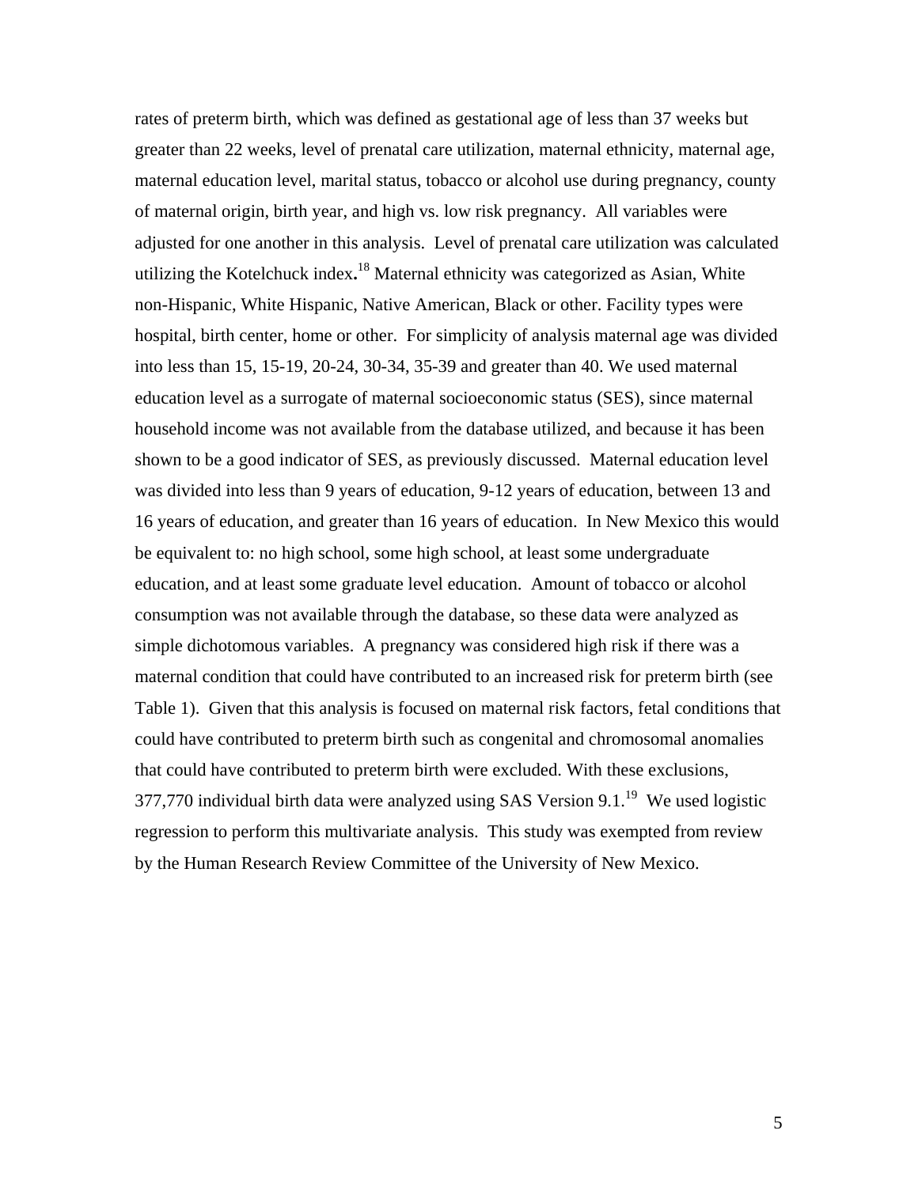rates of preterm birth, which was defined as gestational age of less than 37 weeks but greater than 22 weeks, level of prenatal care utilization, maternal ethnicity, maternal age, maternal education level, marital status, tobacco or alcohol use during pregnancy, county of maternal origin, birth year, and high vs. low risk pregnancy. All variables were adjusted for one another in this analysis. Level of prenatal care utilization was calculated utilizing the Kotelchuck index.[18] Maternal ethnicity was categorized as Asian, White non-Hispanic, White Hispanic, Native American, Black or other. Facility types were hospital, birth center, home or other. For simplicity of analysis maternal age was divided into less than 15, 15-19, 20-24, 30-34, 35-39 and greater than 40. We used maternal education level as a surrogate of maternal socioeconomic status (SES), since maternal household income was not available from the database utilized, and because it has been shown to be a good indicator of SES, as previously discussed. Maternal education level was divided into less than 9 years of education, 9-12 years of education, between 13 and 16 years of education, and greater than 16 years of education. In New Mexico this would be equivalent to: no high school, some high school, at least some undergraduate education, and at least some graduate level education. Amount of tobacco or alcohol consumption was not available through the database, so these data were analyzed as simple dichotomous variables. A pregnancy was considered high risk if there was a maternal condition that could have contributed to an increased risk for preterm birth (see Table 1). Given that this analysis is focused on maternal risk factors, fetal conditions that could have contributed to preterm birth such as congenital and chromosomal anomalies that could have contributed to preterm birth were excluded. With these exclusions, 377,770 individual birth data were analyzed using SAS Version 9.1.[19] We used logistic regression to perform this multivariate analysis. This study was exempted from review by the Human Research Review Committee of the University of New Mexico.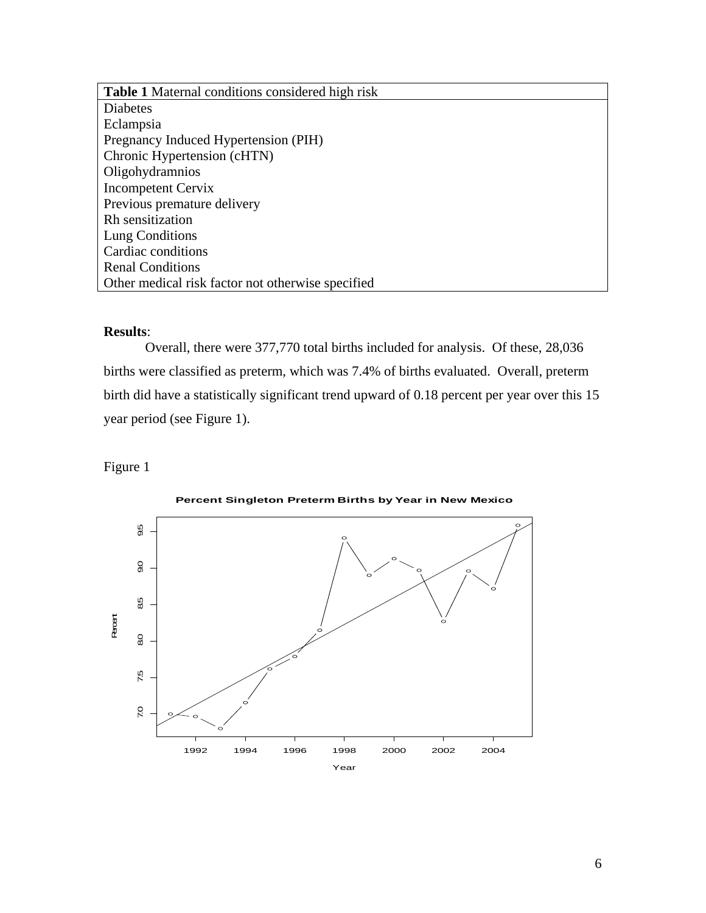| **Table 1** Maternal conditions considered high risk |
| --- |
| Diabetes |
| Eclampsia |
| Pregnancy Induced Hypertension (PIH) |
| Chronic Hypertension (cHTN) |
| Oligohydramnios |
| Incompetent Cervix |
| Previous premature delivery |
| Rh sensitization |
| Lung Conditions |
| Cardiac conditions |
| Renal Conditions |
| Other medical risk factor not otherwise specified |

**Results**:

Overall, there were 377,770 total births included for analysis. Of these, 28,036 births were classified as preterm, which was 7.4% of births evaluated. Overall, preterm birth did have a statistically significant trend upward of 0.18 percent per year over this 15 year period (see Figure 1).

Figure 1

**Percent Singleton Preterm Births by Year in New Mexico**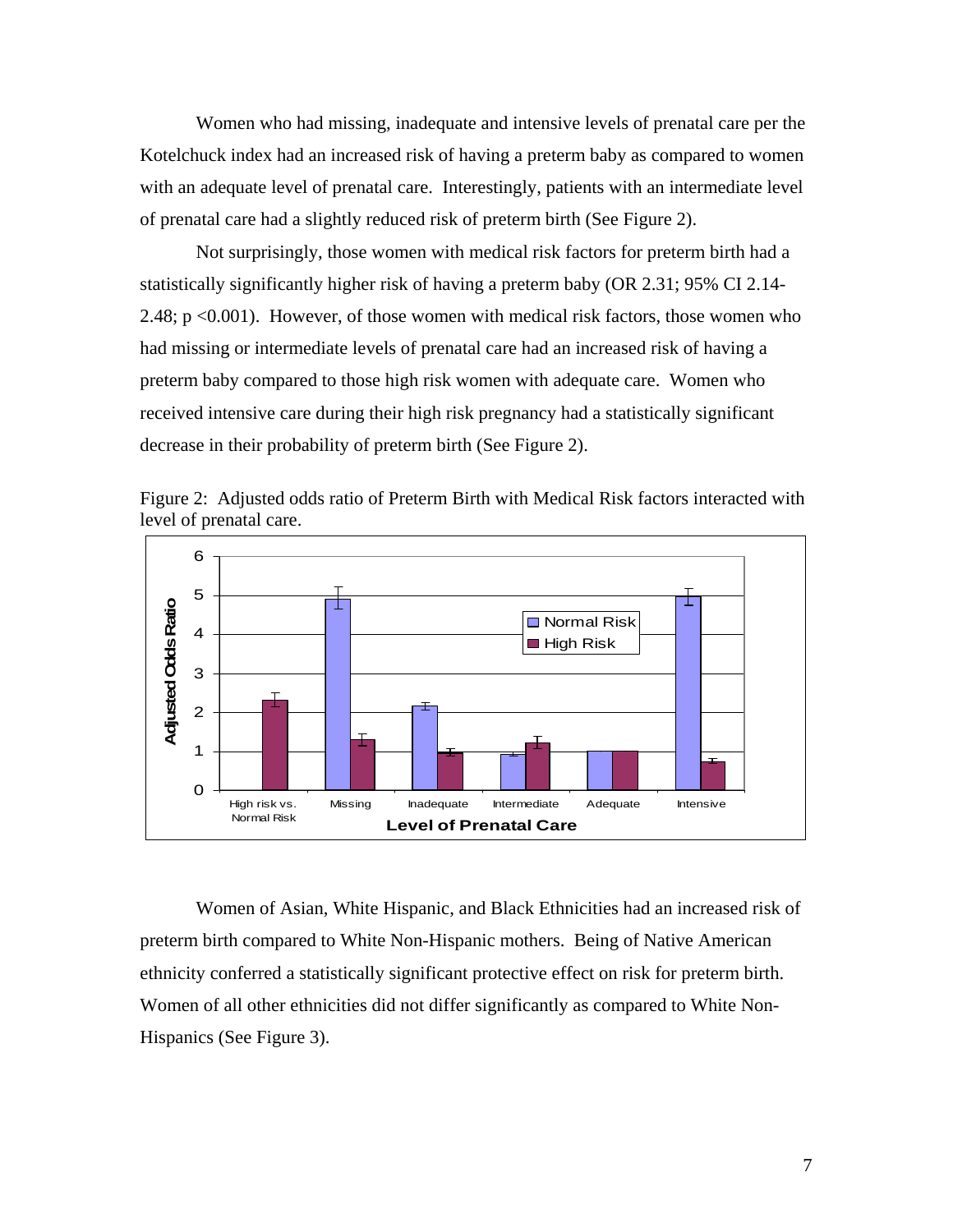Women who had missing, inadequate and intensive levels of prenatal care per the Kotelchuck index had an increased risk of having a preterm baby as compared to women with an adequate level of prenatal care. Interestingly, patients with an intermediate level of prenatal care had a slightly reduced risk of preterm birth (See Figure 2).

Not surprisingly, those women with medical risk factors for preterm birth had a statistically significantly higher risk of having a preterm baby (OR 2.31; 95% CI 2.14-2.48; $p < 0.001$). However, of those women with medical risk factors, those women who had missing or intermediate levels of prenatal care had an increased risk of having a preterm baby compared to those high risk women with adequate care. Women who received intensive care during their high risk pregnancy had a statistically significant decrease in their probability of preterm birth (See Figure 2).

Figure 2: Adjusted odds ratio of Preterm Birth with Medical Risk factors interacted with level of prenatal care.

Women of Asian, White Hispanic, and Black Ethnicities had an increased risk of preterm birth compared to White Non-Hispanic mothers. Being of Native American ethnicity conferred a statistically significant protective effect on risk for preterm birth. Women of all other ethnicities did not differ significantly as compared to White Non-Hispanics (See Figure 3).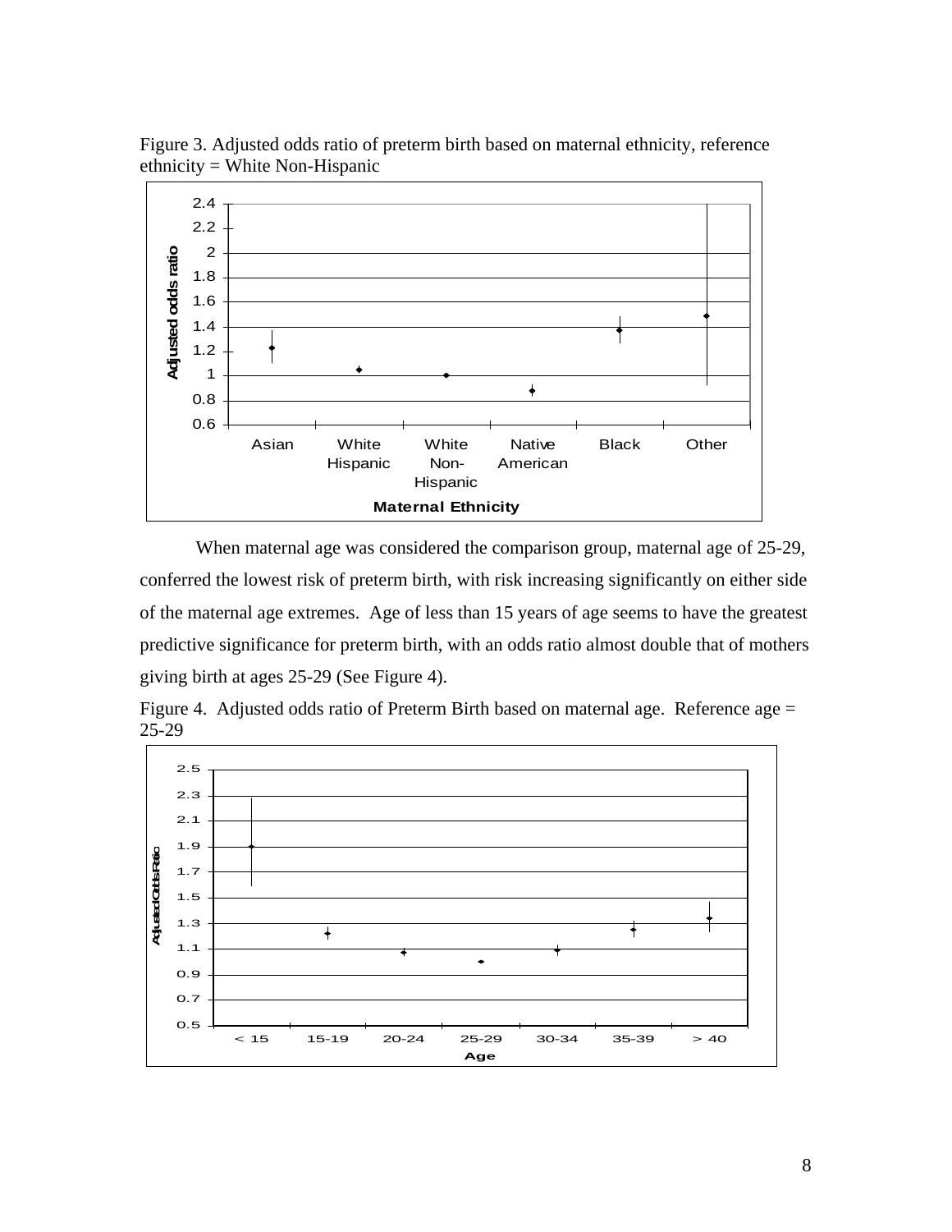Figure 3. Adjusted odds ratio of preterm birth based on maternal ethnicity, reference ethnicity = White Non-Hispanic

When maternal age was considered the comparison group, maternal age of 25-29, conferred the lowest risk of preterm birth, with risk increasing significantly on either side of the maternal age extremes. Age of less than 15 years of age seems to have the greatest predictive significance for preterm birth, with an odds ratio almost double that of mothers giving birth at ages 25-29 (See Figure 4).

Figure 4. Adjusted odds ratio of Preterm Birth based on maternal age. Reference age = 25-29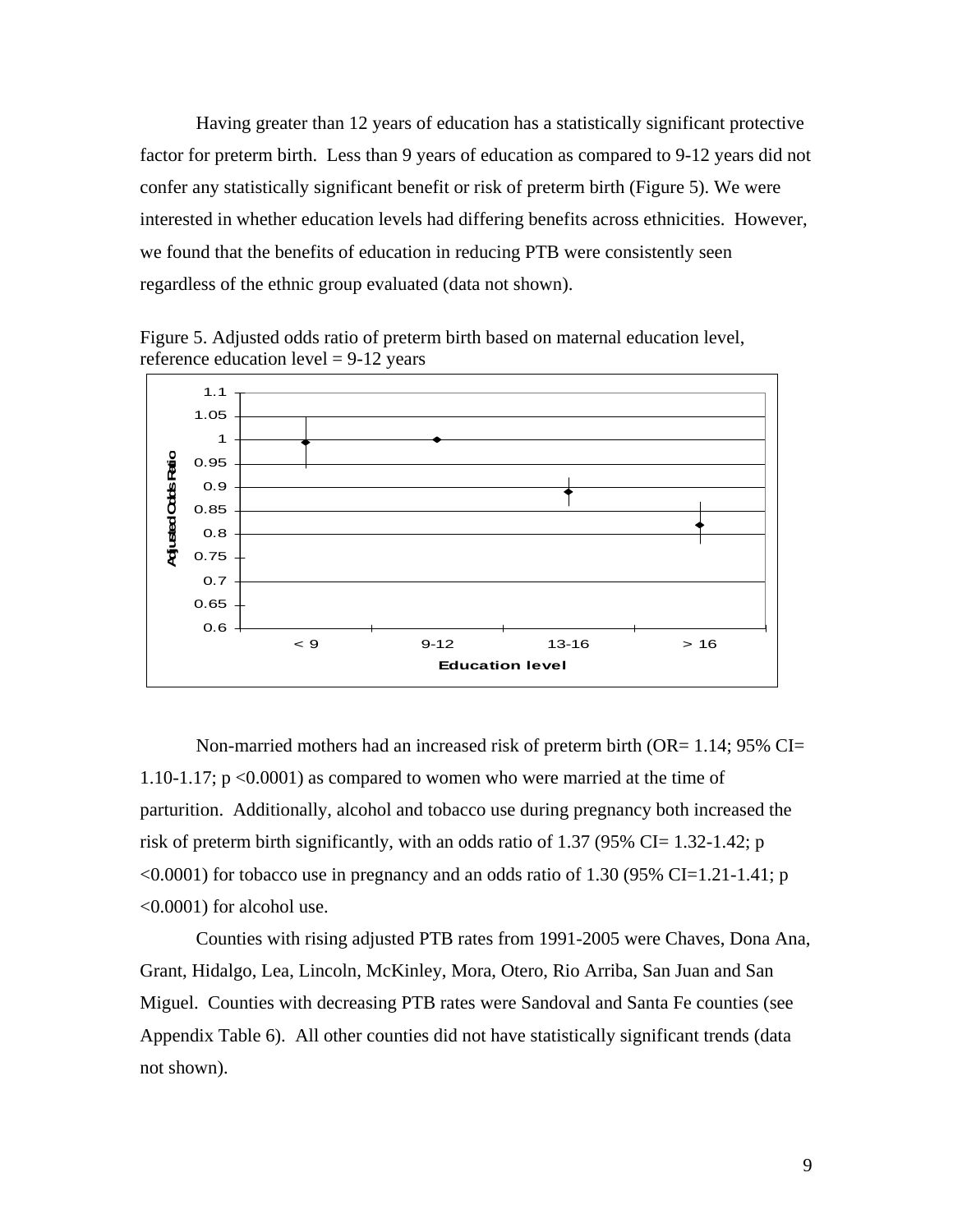Having greater than 12 years of education has a statistically significant protective factor for preterm birth. Less than 9 years of education as compared to 9-12 years did not confer any statistically significant benefit or risk of preterm birth (Figure 5). We were interested in whether education levels had differing benefits across ethnicities. However, we found that the benefits of education in reducing PTB were consistently seen regardless of the ethnic group evaluated (data not shown).

Figure 5. Adjusted odds ratio of preterm birth based on maternal education level, reference education level = 9-12 years

Non-married mothers had an increased risk of preterm birth (OR= 1.14; 95% CI= 1.10-1.17; $p < 0.0001$) as compared to women who were married at the time of parturition. Additionally, alcohol and tobacco use during pregnancy both increased the risk of preterm birth significantly, with an odds ratio of 1.37 (95% CI= 1.32-1.42; $p < 0.0001$) for tobacco use in pregnancy and an odds ratio of 1.30 (95% CI=1.21-1.41; $p < 0.0001$) for alcohol use.

Counties with rising adjusted PTB rates from 1991-2005 were Chaves, Dona Ana, Grant, Hidalgo, Lea, Lincoln, McKinley, Mora, Otero, Rio Arriba, San Juan and San Miguel. Counties with decreasing PTB rates were Sandoval and Santa Fe counties (see Appendix Table 6). All other counties did not have statistically significant trends (data not shown).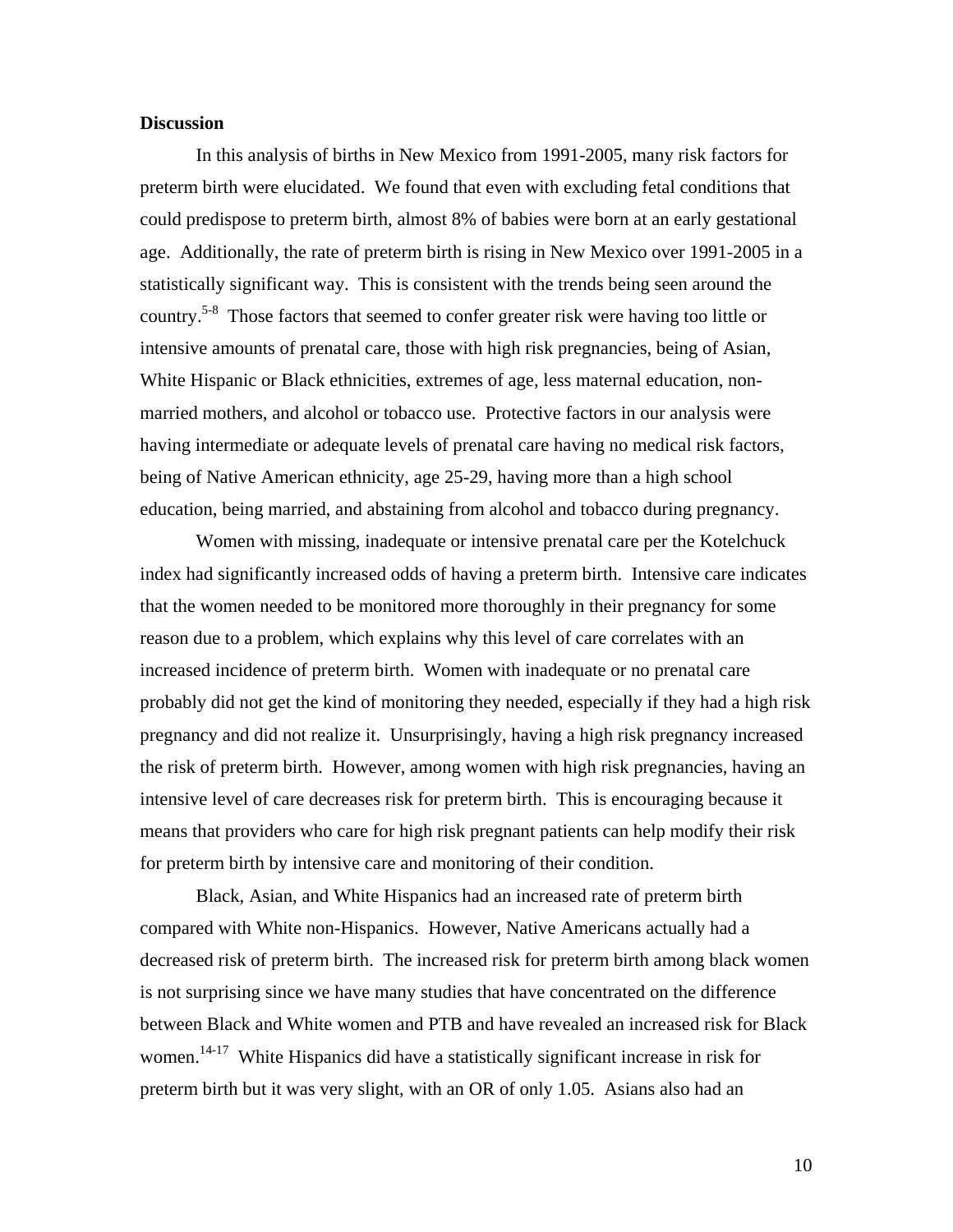**Discussion**

In this analysis of births in New Mexico from 1991-2005, many risk factors for preterm birth were elucidated. We found that even with excluding fetal conditions that could predispose to preterm birth, almost 8% of babies were born at an early gestational age. Additionally, the rate of preterm birth is rising in New Mexico over 1991-2005 in a statistically significant way. This is consistent with the trends being seen around the country.[5-8] Those factors that seemed to confer greater risk were having too little or intensive amounts of prenatal care, those with high risk pregnancies, being of Asian, White Hispanic or Black ethnicities, extremes of age, less maternal education, non-married mothers, and alcohol or tobacco use. Protective factors in our analysis were having intermediate or adequate levels of prenatal care having no medical risk factors, being of Native American ethnicity, age 25-29, having more than a high school education, being married, and abstaining from alcohol and tobacco during pregnancy.

Women with missing, inadequate or intensive prenatal care per the Kotelchuck index had significantly increased odds of having a preterm birth. Intensive care indicates that the women needed to be monitored more thoroughly in their pregnancy for some reason due to a problem, which explains why this level of care correlates with an increased incidence of preterm birth. Women with inadequate or no prenatal care probably did not get the kind of monitoring they needed, especially if they had a high risk pregnancy and did not realize it. Unsurprisingly, having a high risk pregnancy increased the risk of preterm birth. However, among women with high risk pregnancies, having an intensive level of care decreases risk for preterm birth. This is encouraging because it means that providers who care for high risk pregnant patients can help modify their risk for preterm birth by intensive care and monitoring of their condition.

Black, Asian, and White Hispanics had an increased rate of preterm birth compared with White non-Hispanics. However, Native Americans actually had a decreased risk of preterm birth. The increased risk for preterm birth among black women is not surprising since we have many studies that have concentrated on the difference between Black and White women and PTB and have revealed an increased risk for Black women.[14-17] White Hispanics did have a statistically significant increase in risk for preterm birth but it was very slight, with an OR of only 1.05. Asians also had an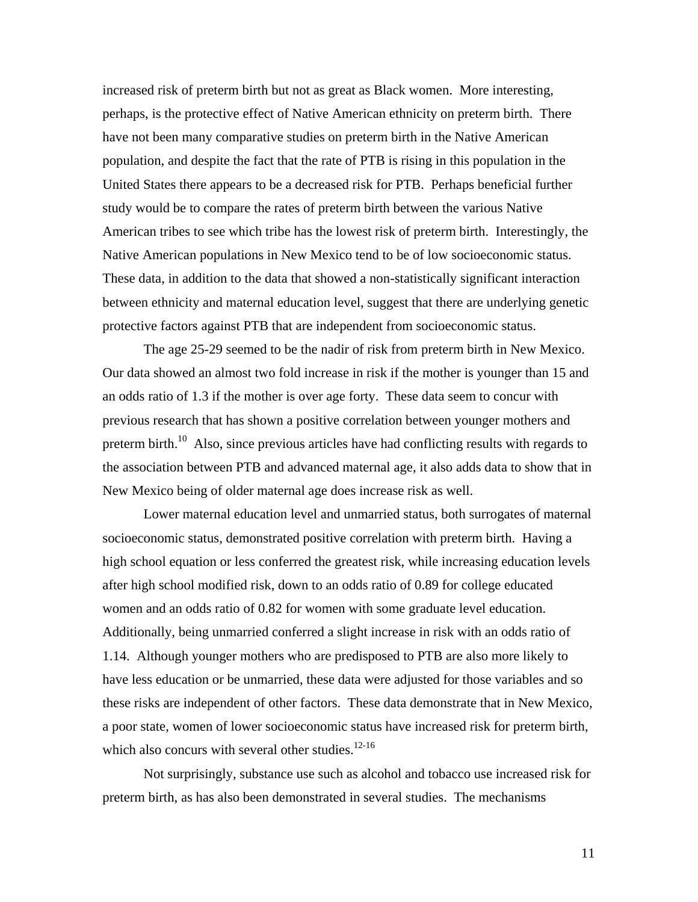increased risk of preterm birth but not as great as Black women. More interesting, perhaps, is the protective effect of Native American ethnicity on preterm birth. There have not been many comparative studies on preterm birth in the Native American population, and despite the fact that the rate of PTB is rising in this population in the United States there appears to be a decreased risk for PTB. Perhaps beneficial further study would be to compare the rates of preterm birth between the various Native American tribes to see which tribe has the lowest risk of preterm birth. Interestingly, the Native American populations in New Mexico tend to be of low socioeconomic status. These data, in addition to the data that showed a non-statistically significant interaction between ethnicity and maternal education level, suggest that there are underlying genetic protective factors against PTB that are independent from socioeconomic status.

The age 25-29 seemed to be the nadir of risk from preterm birth in New Mexico. Our data showed an almost two fold increase in risk if the mother is younger than 15 and an odds ratio of 1.3 if the mother is over age forty. These data seem to concur with previous research that has shown a positive correlation between younger mothers and preterm birth.[10] Also, since previous articles have had conflicting results with regards to the association between PTB and advanced maternal age, it also adds data to show that in New Mexico being of older maternal age does increase risk as well.

Lower maternal education level and unmarried status, both surrogates of maternal socioeconomic status, demonstrated positive correlation with preterm birth. Having a high school equation or less conferred the greatest risk, while increasing education levels after high school modified risk, down to an odds ratio of 0.89 for college educated women and an odds ratio of 0.82 for women with some graduate level education. Additionally, being unmarried conferred a slight increase in risk with an odds ratio of 1.14. Although younger mothers who are predisposed to PTB are also more likely to have less education or be unmarried, these data were adjusted for those variables and so these risks are independent of other factors. These data demonstrate that in New Mexico, a poor state, women of lower socioeconomic status have increased risk for preterm birth, which also concurs with several other studies.[12-16]

Not surprisingly, substance use such as alcohol and tobacco use increased risk for preterm birth, as has also been demonstrated in several studies. The mechanisms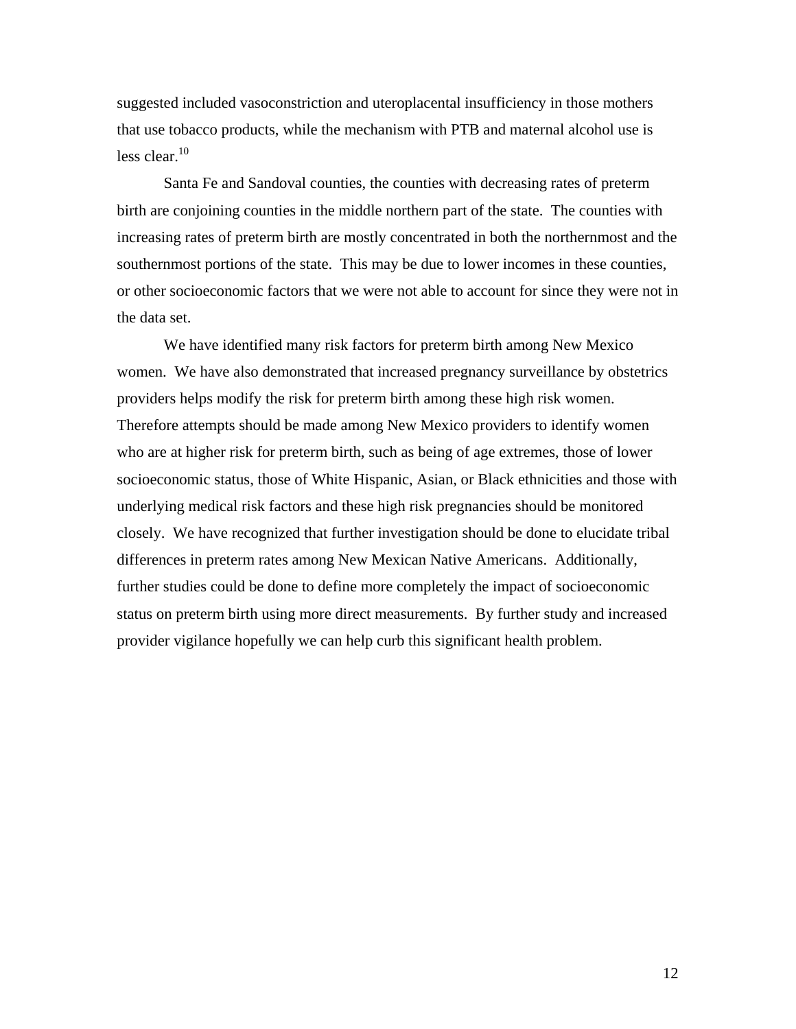suggested included vasoconstriction and uteroplacental insufficiency in those mothers that use tobacco products, while the mechanism with PTB and maternal alcohol use is less clear.[10]

Santa Fe and Sandoval counties, the counties with decreasing rates of preterm birth are conjoining counties in the middle northern part of the state. The counties with increasing rates of preterm birth are mostly concentrated in both the northernmost and the southernmost portions of the state. This may be due to lower incomes in these counties, or other socioeconomic factors that we were not able to account for since they were not in the data set.

We have identified many risk factors for preterm birth among New Mexico women. We have also demonstrated that increased pregnancy surveillance by obstetrics providers helps modify the risk for preterm birth among these high risk women. Therefore attempts should be made among New Mexico providers to identify women who are at higher risk for preterm birth, such as being of age extremes, those of lower socioeconomic status, those of White Hispanic, Asian, or Black ethnicities and those with underlying medical risk factors and these high risk pregnancies should be monitored closely. We have recognized that further investigation should be done to elucidate tribal differences in preterm rates among New Mexican Native Americans. Additionally, further studies could be done to define more completely the impact of socioeconomic status on preterm birth using more direct measurements. By further study and increased provider vigilance hopefully we can help curb this significant health problem.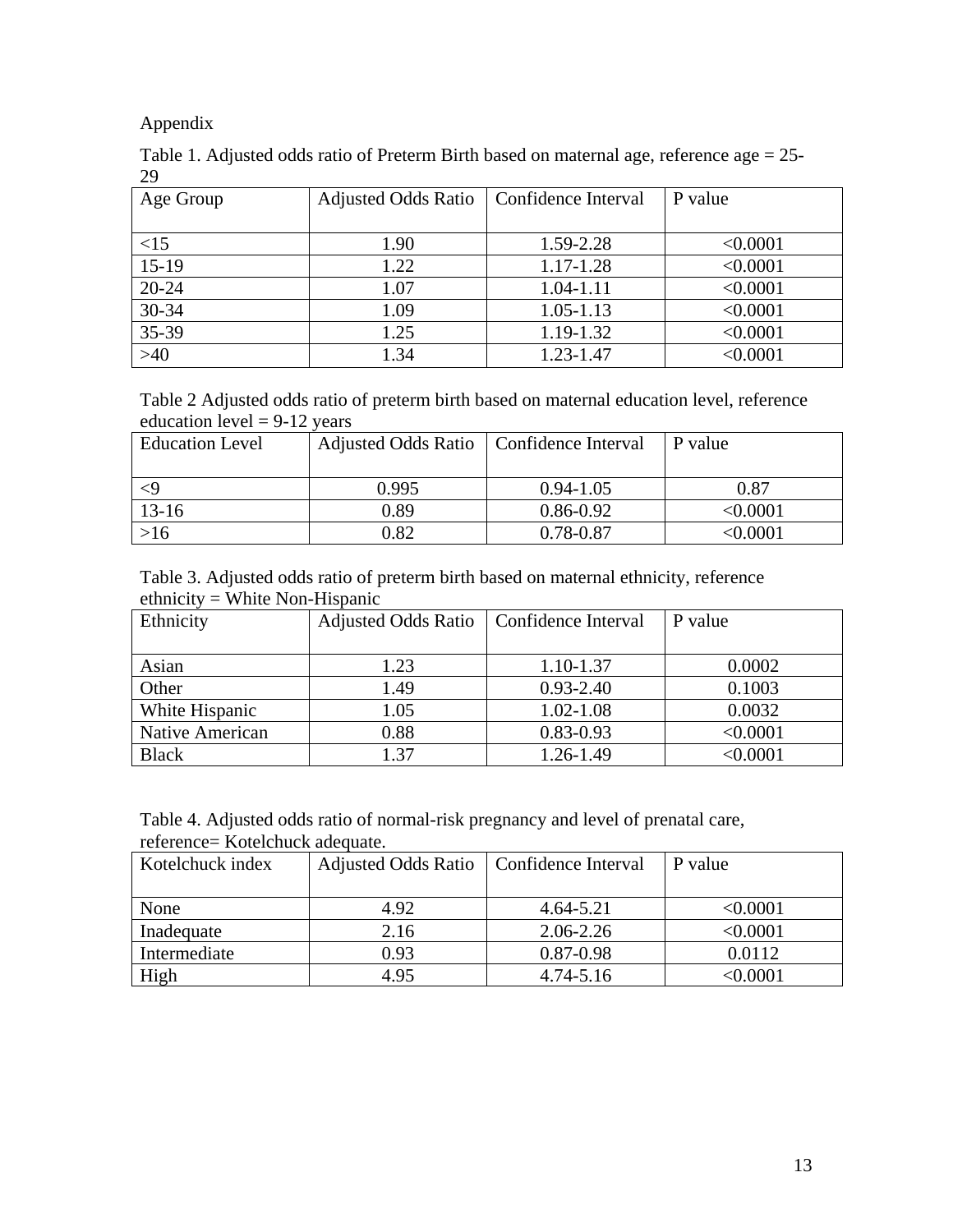Appendix

Table 1. Adjusted odds ratio of Preterm Birth based on maternal age, reference age = 25-29

| Age Group | Adjusted Odds Ratio | Confidence Interval | P value |
|---|---|---|---|
| <15 | 1.90 | 1.59-2.28 | <0.0001 |
| 15-19 | 1.22 | 1.17-1.28 | <0.0001 |
| 20-24 | 1.07 | 1.04-1.11 | <0.0001 |
| 30-34 | 1.09 | 1.05-1.13 | <0.0001 |
| 35-39 | 1.25 | 1.19-1.32 | <0.0001 |
| >40 | 1.34 | 1.23-1.47 | <0.0001 |

Table 2 Adjusted odds ratio of preterm birth based on maternal education level, reference education level = 9-12 years

| Education Level | Adjusted Odds Ratio | Confidence Interval | P value |
|---|---|---|---|
| <9 | 0.995 | 0.94-1.05 | 0.87 |
| 13-16 | 0.89 | 0.86-0.92 | <0.0001 |
| >16 | 0.82 | 0.78-0.87 | <0.0001 |

Table 3. Adjusted odds ratio of preterm birth based on maternal ethnicity, reference ethnicity = White Non-Hispanic

| Ethnicity | Adjusted Odds Ratio | Confidence Interval | P value |
|---|---|---|---|
| Asian | 1.23 | 1.10-1.37 | 0.0002 |
| Other | 1.49 | 0.93-2.40 | 0.1003 |
| White Hispanic | 1.05 | 1.02-1.08 | 0.0032 |
| Native American | 0.88 | 0.83-0.93 | <0.0001 |
| Black | 1.37 | 1.26-1.49 | <0.0001 |

Table 4. Adjusted odds ratio of normal-risk pregnancy and level of prenatal care, reference= Kotelchuck adequate.

| Kotelchuck index | Adjusted Odds Ratio | Confidence Interval | P value |
|---|---|---|---|
| None | 4.92 | 4.64-5.21 | <0.0001 |
| Inadequate | 2.16 | 2.06-2.26 | <0.0001 |
| Intermediate | 0.93 | 0.87-0.98 | 0.0112 |
| High | 4.95 | 4.74-5.16 | <0.0001 |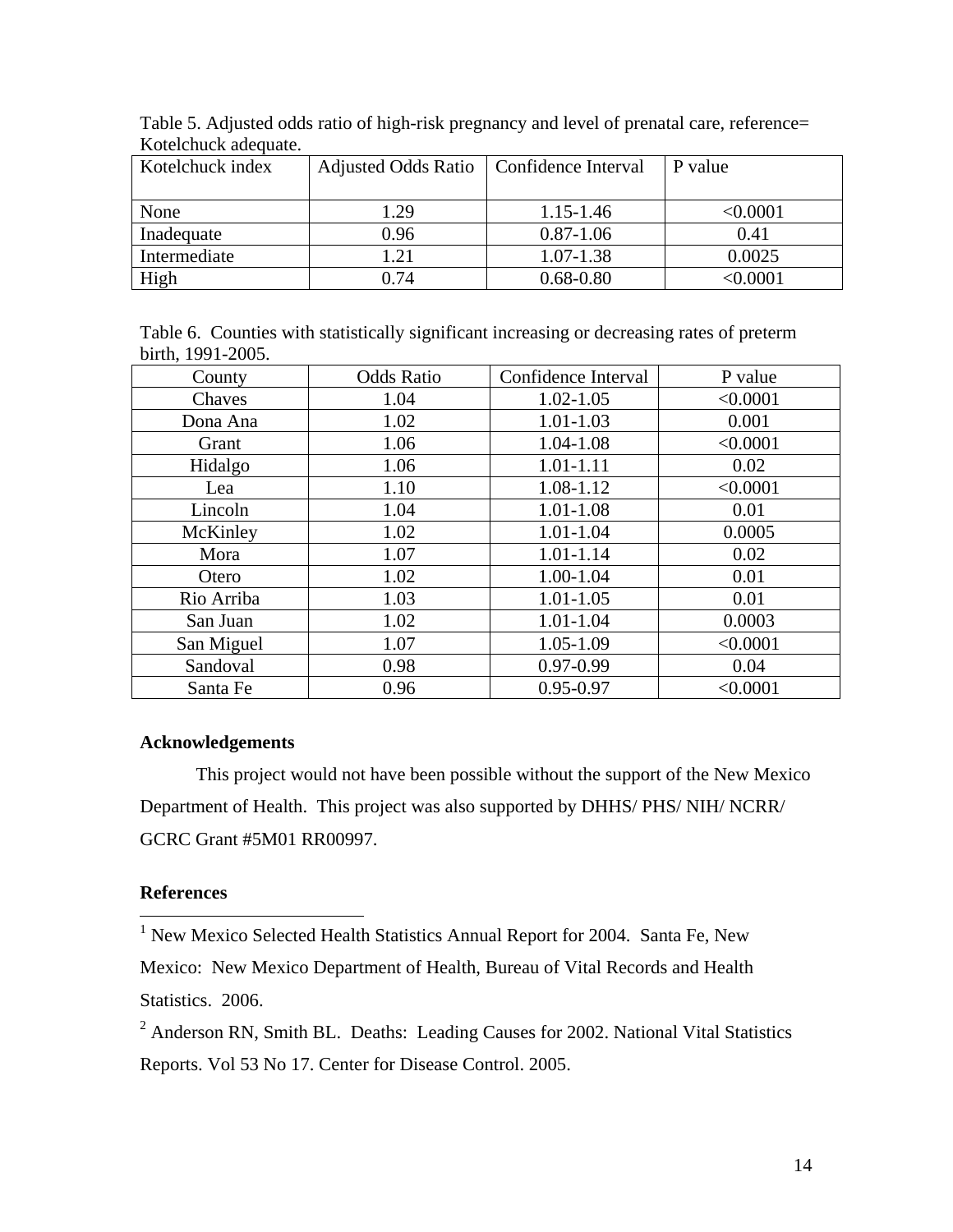Table 5. Adjusted odds ratio of high-risk pregnancy and level of prenatal care, reference= Kotelchuck adequate.

| Kotelchuck index | Adjusted Odds Ratio | Confidence Interval | P value |
|---|---|---|---|
| None | 1.29 | 1.15-1.46 | <0.0001 |
| Inadequate | 0.96 | 0.87-1.06 | 0.41 |
| Intermediate | 1.21 | 1.07-1.38 | 0.0025 |
| High | 0.74 | 0.68-0.80 | <0.0001 |

Table 6. Counties with statistically significant increasing or decreasing rates of preterm birth, 1991-2005.

| County | Odds Ratio | Confidence Interval | P value |
|---|---|---|---|
| Chaves | 1.04 | 1.02-1.05 | <0.0001 |
| Dona Ana | 1.02 | 1.01-1.03 | 0.001 |
| Grant | 1.06 | 1.04-1.08 | <0.0001 |
| Hidalgo | 1.06 | 1.01-1.11 | 0.02 |
| Lea | 1.10 | 1.08-1.12 | <0.0001 |
| Lincoln | 1.04 | 1.01-1.08 | 0.01 |
| McKinley | 1.02 | 1.01-1.04 | 0.0005 |
| Mora | 1.07 | 1.01-1.14 | 0.02 |
| Otero | 1.02 | 1.00-1.04 | 0.01 |
| Rio Arriba | 1.03 | 1.01-1.05 | 0.01 |
| San Juan | 1.02 | 1.01-1.04 | 0.0003 |
| San Miguel | 1.07 | 1.05-1.09 | <0.0001 |
| Sandoval | 0.98 | 0.97-0.99 | 0.04 |
| Santa Fe | 0.96 | 0.95-0.97 | <0.0001 |

**Acknowledgements**

This project would not have been possible without the support of the New Mexico Department of Health. This project was also supported by DHHS/ PHS/ NIH/ NCRR/ GCRC Grant #5M01 RR00997.

**References**

[1] New Mexico Selected Health Statistics Annual Report for 2004. Santa Fe, New Mexico: New Mexico Department of Health, Bureau of Vital Records and Health Statistics. 2006.

[2] Anderson RN, Smith BL. Deaths: Leading Causes for 2002. National Vital Statistics Reports. Vol 53 No 17. Center for Disease Control. 2005.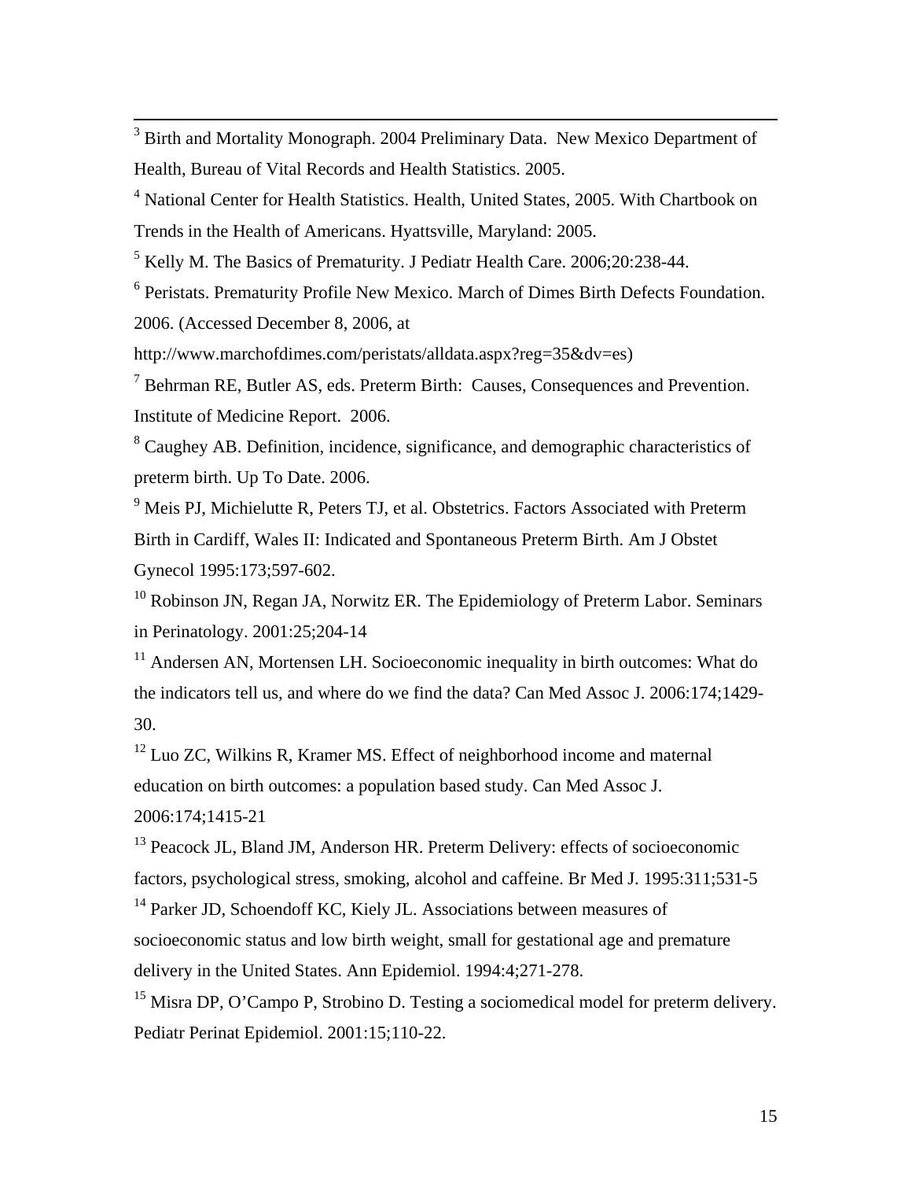[3] Birth and Mortality Monograph. 2004 Preliminary Data. New Mexico Department of Health, Bureau of Vital Records and Health Statistics. 2005.

[4] National Center for Health Statistics. Health, United States, 2005. With Chartbook on Trends in the Health of Americans. Hyattsville, Maryland: 2005.

[5] Kelly M. The Basics of Prematurity. J Pediatr Health Care. 2006;20:238-44.

[6] Peristats. Prematurity Profile New Mexico. March of Dimes Birth Defects Foundation. 2006. (Accessed December 8, 2006, at http://www.marchofdimes.com/peristats/alldata.aspx?reg=35&dv=es)

[7] Behrman RE, Butler AS, eds. Preterm Birth: Causes, Consequences and Prevention. Institute of Medicine Report. 2006.

[8] Caughey AB. Definition, incidence, significance, and demographic characteristics of preterm birth. Up To Date. 2006.

[9] Meis PJ, Michielutte R, Peters TJ, et al. Obstetrics. Factors Associated with Preterm Birth in Cardiff, Wales II: Indicated and Spontaneous Preterm Birth. Am J Obstet Gynecol 1995:173;597-602.

[10] Robinson JN, Regan JA, Norwitz ER. The Epidemiology of Preterm Labor. Seminars in Perinatology. 2001:25;204-14

[11] Andersen AN, Mortensen LH. Socioeconomic inequality in birth outcomes: What do the indicators tell us, and where do we find the data? Can Med Assoc J. 2006:174;1429-30.

[12] Luo ZC, Wilkins R, Kramer MS. Effect of neighborhood income and maternal education on birth outcomes: a population based study. Can Med Assoc J. 2006:174;1415-21

[13] Peacock JL, Bland JM, Anderson HR. Preterm Delivery: effects of socioeconomic factors, psychological stress, smoking, alcohol and caffeine. Br Med J. 1995:311;531-5

[14] Parker JD, Schoendoff KC, Kiely JL. Associations between measures of socioeconomic status and low birth weight, small for gestational age and premature delivery in the United States. Ann Epidemiol. 1994:4;271-278.

[15] Misra DP, O'Campo P, Strobino D. Testing a sociomedical model for preterm delivery. Pediatr Perinat Epidemiol. 2001:15;110-22.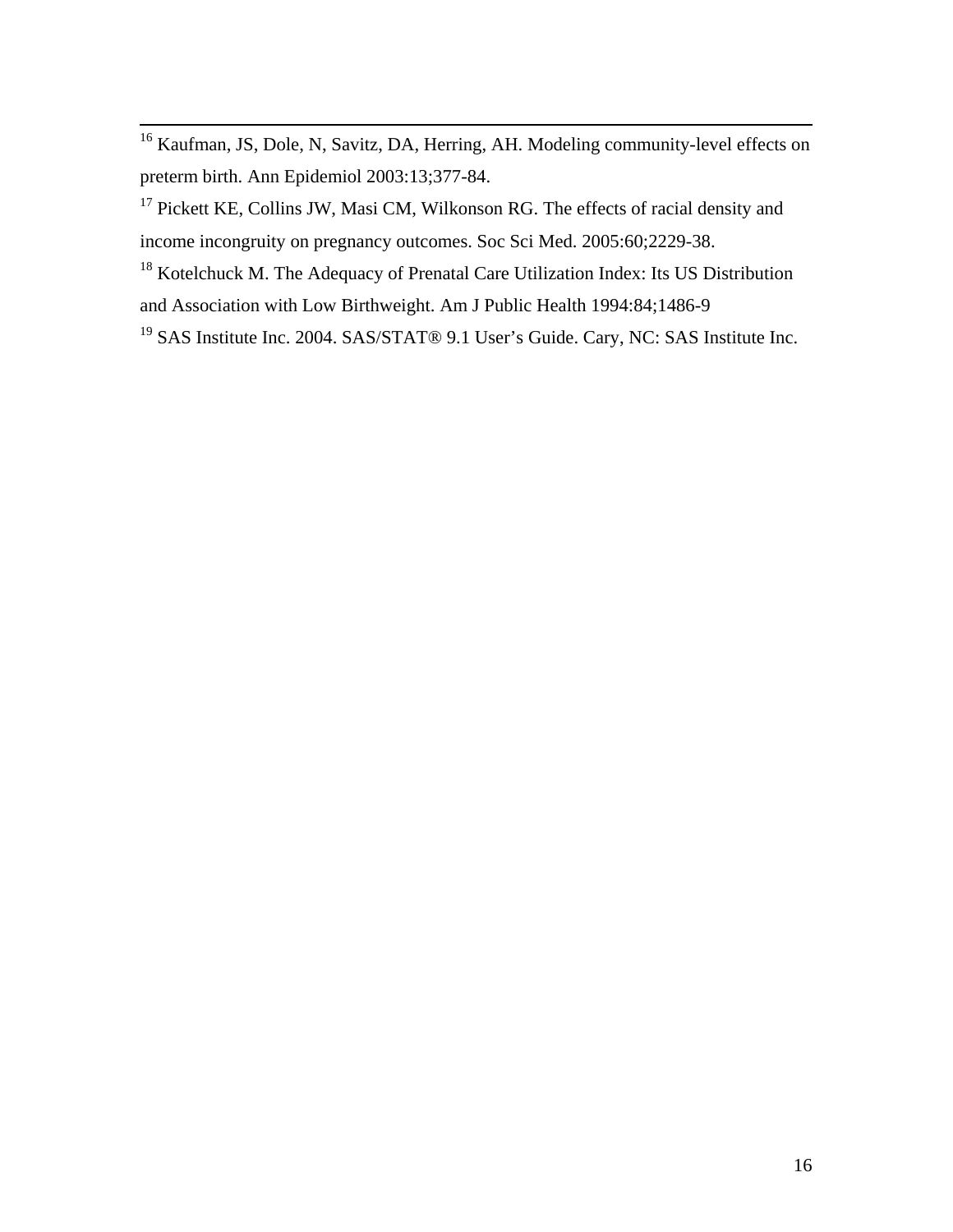[16] Kaufman, JS, Dole, N, Savitz, DA, Herring, AH. Modeling community-level effects on preterm birth. Ann Epidemiol 2003:13;377-84.

[17] Pickett KE, Collins JW, Masi CM, Wilkonson RG. The effects of racial density and income incongruity on pregnancy outcomes. Soc Sci Med. 2005:60;2229-38.

[18] Kotelchuck M. The Adequacy of Prenatal Care Utilization Index: Its US Distribution and Association with Low Birthweight. Am J Public Health 1994:84;1486-9

[19] SAS Institute Inc. 2004. SAS/STAT® 9.1 User's Guide. Cary, NC: SAS Institute Inc.